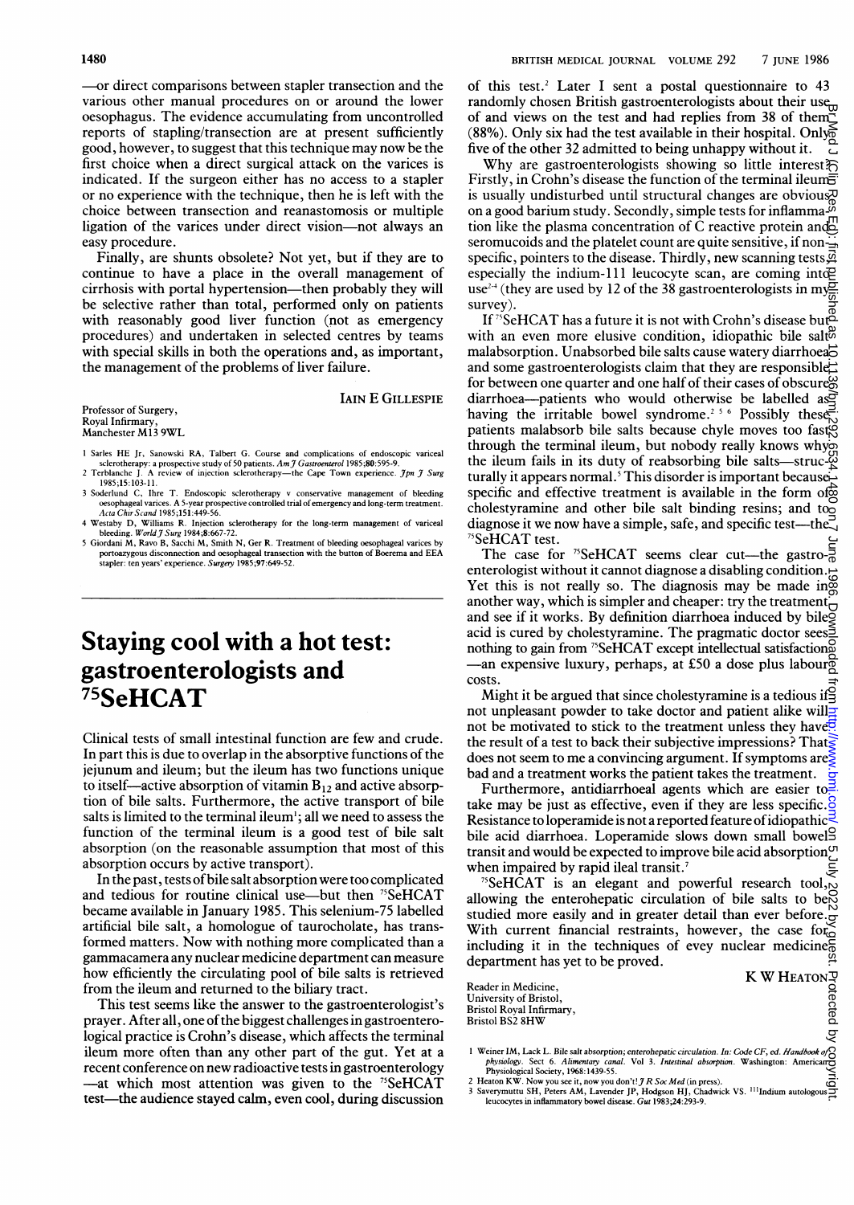—or direct comparisons between stapler transection and the various other manual procedures on or around the lower oesophagus. The evidence accumulating from uncontrolled reports of stapling/transection are at present sufficiently good, however, to suggest that this technique may now be the first choice when a direct surgical attack on the varices is indicated. If the surgeon either has no access to a stapler or no experience with the technique, then he is left with the choice between transection and reanastomosis or multiple ligation of the varices under direct vision—not always an easy procedure.

Finally, are shunts obsolete? Not yet, but if they are to continue to have a place in the overall management of cirrhosis with portal hypertension—then probably they will be selective rather than total, performed only on patients with reasonably good liver function (not as emergency procedures) and undertaken in selected centres by teams with special skills in both the operations and, as important, the management of the problems of liver failure.

IAIN E GILLESPIE

Professor of Surgery,
Royal Infirmary,
Manchester M13 9WL

1 Sarles HE Jr, Sanowski RA, Talbert G. Course and complications of endoscopic variceal sclerotherapy: a prospective study of 50 patients. *Am J Gastroenterol* 1985;80:595-9.
2 Terblanche J. A review of injection sclerotherapy—the Cape Town experience. *Jpn J Surg* 1985;15:103-11.
3 Soderlund C, Ihre T. Endoscopic sclerotherapy v conservative management of bleeding oesophageal varices. A 5-year prospective controlled trial of emergency and long-term treatment. *Acta Chir Scand* 1985;151:449-56.
4 Westaby D, Williams R. Injection sclerotherapy for the long-term management of variceal bleeding. *World J Surg* 1984;8:667-72.
5 Giordani M, Ravo B, Sacchi M, Smith N, Ger R. Treatment of bleeding oesophageal varices by portoazygous disconnection and oesophageal transection with the button of Boerema and EEA stapler: ten years' experience. *Surgery* 1985;97:649-52.

# Staying cool with a hot test: gastroenterologists and $^{75}$SeHCAT

Clinical tests of small intestinal function are few and crude. In part this is due to overlap in the absorptive functions of the jejunum and ileum; but the ileum has two functions unique to itself—active absorption of vitamin $B_{12}$ and active absorption of bile salts. Furthermore, the active transport of bile salts is limited to the terminal ileum[1]; all we need to assess the function of the terminal ileum is a good test of bile salt absorption (on the reasonable assumption that most of this absorption occurs by active transport).

In the past, tests of bile salt absorption were too complicated and tedious for routine clinical use—but then $^{75}$SeHCAT became available in January 1985. This selenium-75 labelled artificial bile salt, a homologue of taurocholate, has transformed matters. Now with nothing more complicated than a gammacamera any nuclear medicine department can measure how efficiently the circulating pool of bile salts is retrieved from the ileum and returned to the biliary tract.

This test seems like the answer to the gastroenterologist's prayer. After all, one of the biggest challenges in gastroenterological practice is Crohn's disease, which affects the terminal ileum more often than any other part of the gut. Yet at a recent conference on new radioactive tests in gastroenterology—at which most attention was given to the $^{75}$SeHCAT test—the audience stayed calm, even cool, during discussion of this test.[2] Later I sent a postal questionnaire to 43 randomly chosen British gastroenterologists about their use of and views on the test and had replies from 38 of them (88%). Only six had the test available in their hospital. Only five of the other 32 admitted to being unhappy without it.

Why are gastroenterologists showing so little interest? Firstly, in Crohn's disease the function of the terminal ileum is usually undisturbed until structural changes are obvious on a good barium study. Secondly, simple tests for inflammation like the plasma concentration of C reactive protein and seromucoids and the platelet count are quite sensitive, if non-specific, pointers to the disease. Thirdly, new scanning tests, especially the indium-111 leucocyte scan, are coming into use[2-4] (they are used by 12 of the 38 gastroenterologists in my survey).

If $^{75}$SeHCAT has a future it is not with Crohn's disease but with an even more elusive condition, idiopathic bile salt malabsorption. Unabsorbed bile salts cause watery diarrhoea and some gastroenterologists claim that they are responsible for between one quarter and one half of their cases of obscure diarrhoea—patients who would otherwise be labelled as having the irritable bowel syndrome.[2 5 6] Possibly these patients malabsorb bile salts because chyle moves too fast through the terminal ileum, but nobody really knows why the ileum fails in its duty of reabsorbing bile salts—structurally it appears normal.[5] This disorder is important because specific and effective treatment is available in the form of cholestyramine and other bile salt binding resins; and to diagnose it we now have a simple, safe, and specific test—the $^{75}$SeHCAT test.

The case for $^{75}$SeHCAT seems clear cut—the gastroenterologist without it cannot diagnose a disabling condition. Yet this is not really so. The diagnosis may be made in another way, which is simpler and cheaper: try the treatment and see if it works. By definition diarrhoea induced by bile acid is cured by cholestyramine. The pragmatic doctor sees nothing to gain from $^{75}$SeHCAT except intellectual satisfaction—an expensive luxury, perhaps, at £50 a dose plus labour costs.

Might it be argued that since cholestyramine is a tedious if not unpleasant powder to take doctor and patient alike will not be motivated to stick to the treatment unless they have the result of a test to back their subjective impressions? That does not seem to me a convincing argument. If symptoms are bad and a treatment works the patient takes the treatment.

Furthermore, antidiarrhoeal agents which are easier to take may be just as effective, even if they are less specific. Resistance to loperamide is not a reported feature of idiopathic bile acid diarrhoea. Loperamide slows down small bowel transit and would be expected to improve bile acid absorption when impaired by rapid ileal transit.[7]

$^{75}$SeHCAT is an elegant and powerful research tool, allowing the enterohepatic circulation of bile salts to be studied more easily and in greater detail than ever before. With current financial restraints, however, the case for including it in the techniques of evey nuclear medicine department has yet to be proved.

K W HEATON

Reader in Medicine,
University of Bristol,
Bristol Royal Infirmary,
Bristol BS2 8HW

1 Weiner IM, Lack L. Bile salt absorption; enterohepatic circulation. In: Code CF, ed. *Handbook of physiology*. Sect 6. *Alimentary canal*. Vol 3. *Intestinal absorption*. Washington: American Physiological Society, 1968:1439-55.
2 Heaton KW. Now you see it, now you don't! *J R Soc Med* (in press).
3 Saverymuttu SH, Peters AM, Lavender JP, Hodgson HJ, Chadwick VS. $^{111}$Indium autologous leucocytes in inflammatory bowel disease. *Gut* 1983;24:293-9.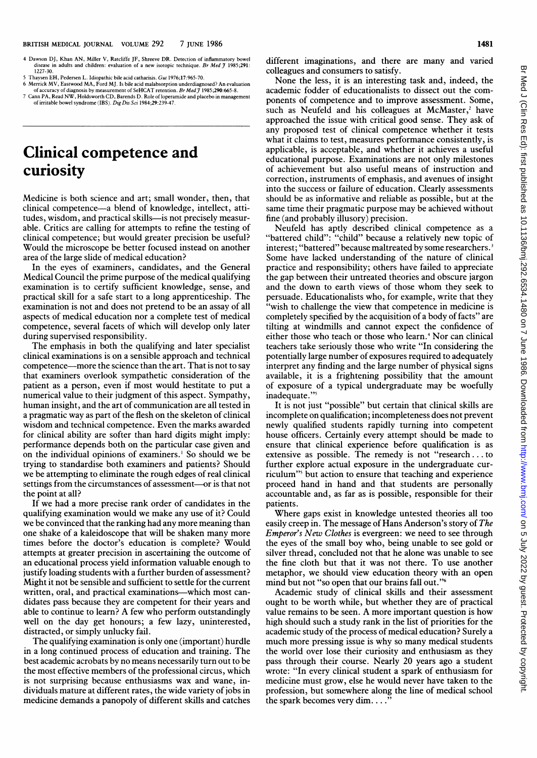4 Dawson DJ, Khan AN, Miller V, Ratcliffe JF, Shreeve DR. Detection of inflammatory bowel disease in adults and children: evaluation of a new isotopic technique. *Br Med J* 1985;291:1227-30.

5 Thaysen EH, Pedersen L. Idiopathic bile acid catharisis. *Gut* 1976;17:965-70.

6 Merrick MV, Eastwood MA, Ford MJ. Is bile acid malabsorption underdiagnosed? An evaluation of accuracy of diagnosis by measurement of SeHCAT retention. *Br Med J* 1985;290:665-8.

7 Cann PA, Read NW, Holdsworth CD, Barends D. Role of loperamide and placebo in management of irritable bowel syndrome (IBS). *Dig Dis Sci* 1984;29:239-47.

# Clinical competence and curiosity

Medicine is both science and art; small wonder, then, that clinical competence—a blend of knowledge, intellect, attitudes, wisdom, and practical skills—is not precisely measurable. Critics are calling for attempts to refine the testing of clinical competence; but would greater precision be useful? Would the microscope be better focused instead on another area of the large slide of medical education?

In the eyes of examiners, candidates, and the General Medical Council the prime purpose of the medical qualifying examination is to certify sufficient knowledge, sense, and practical skill for a safe start to a long apprenticeship. The examination is not and does not pretend to be an assay of all aspects of medical education nor a complete test of medical competence, several facets of which will develop only later during supervised responsibility.

The emphasis in both the qualifying and later specialist clinical examinations is on a sensible approach and technical competence—more the science than the art. That is not to say that examiners overlook sympathetic consideration of the patient as a person, even if most would hesitate to put a numerical value to their judgment of this aspect. Sympathy, human insight, and the art of communication are all tested in a pragmatic way as part of the flesh on the skeleton of clinical wisdom and technical competence. Even the marks awarded for clinical ability are softer than hard digits might imply: performance depends both on the particular case given and on the individual opinions of examiners.[1] So should we be trying to standardise both examiners and patients? Should we be attempting to eliminate the rough edges of real clinical settings from the circumstances of assessment—or is that not the point at all?

If we had a more precise rank order of candidates in the qualifying examination would we make any use of it? Could we be convinced that the ranking had any more meaning than one shake of a kaleidoscope that will be shaken many more times before the doctor's education is complete? Would attempts at greater precision in ascertaining the outcome of an educational process yield information valuable enough to justify loading students with a further burden of assessment? Might it not be sensible and sufficient to settle for the current written, oral, and practical examinations—which most candidates pass because they are competent for their years and able to continue to learn? A few who perform outstandingly well on the day get honours; a few lazy, uninterested, distracted, or simply unlucky fail.

The qualifying examination is only one (important) hurdle in a long continued process of education and training. The best academic acrobats by no means necessarily turn out to be the most effective members of the professional circus, which is not surprising because enthusiasms wax and wane, individuals mature at different rates, the wide variety of jobs in medicine demands a panopoly of different skills and catches different imaginations, and there are many and varied colleagues and consumers to satisfy.

None the less, it is an interesting task and, indeed, the academic fodder of educationalists to dissect out the components of competence and to improve assessment. Some, such as Neufeld and his colleagues at McMaster,[2] have approached the issue with critical good sense. They ask of any proposed test of clinical competence whether it tests what it claims to test, measures performance consistently, is applicable, is acceptable, and whether it achieves a useful educational purpose. Examinations are not only milestones of achievement but also useful means of instruction and correction, instruments of emphasis, and avenues of insight into the success or failure of education. Clearly assessments should be as informative and reliable as possible, but at the same time their pragmatic purpose may be achieved without fine (and probably illusory) precision.

Neufeld has aptly described clinical competence as a "battered child": "child" because a relatively new topic of interest; "battered" because maltreated by some researchers.[3] Some have lacked understanding of the nature of clinical practice and responsibility; others have failed to appreciate the gap between their untreated theories and obscure jargon and the down to earth views of those whom they seek to persuade. Educationalists who, for example, write that they "wish to challenge the view that competence in medicine is completely specified by the acquisition of a body of facts" are tilting at windmills and cannot expect the confidence of either those who teach or those who learn.[4] Nor can clinical teachers take seriously those who write "In considering the potentially large number of exposures required to adequately interpret any finding and the large number of physical signs available, it is a frightening possibility that the amount of exposure of a typical undergraduate may be woefully inadequate."[5]

It is not just "possible" but certain that clinical skills are incomplete on qualification; incompleteness does not prevent newly qualified students rapidly turning into competent house officers. Certainly every attempt should be made to ensure that clinical experience before qualification is as extensive as possible. The remedy is not "research . . . to further explore actual exposure in the undergraduate curriculum"[5] but action to ensure that teaching and experience proceed hand in hand and that students are personally accountable and, as far as is possible, responsible for their patients.

Where gaps exist in knowledge untested theories all too easily creep in. The message of Hans Anderson's story of *The Emperor's New Clothes* is evergreen: we need to see through the eyes of the small boy who, being unable to see gold or silver thread, concluded not that he alone was unable to see the fine cloth but that it was not there. To use another metaphor, we should view education theory with an open mind but not "so open that our brains fall out."[6]

Academic study of clinical skills and their assessment ought to be worth while, but whether they are of practical value remains to be seen. A more important question is how high should such a study rank in the list of priorities for the academic study of the process of medical education? Surely a much more pressing issue is why so many medical students the world over lose their curiosity and enthusiasm as they pass through their course. Nearly 20 years ago a student wrote: "In every clinical student a spark of enthusiasm for medicine must grow, else he would never have taken to the profession, but somewhere along the line of medical school the spark becomes very dim. . . ."